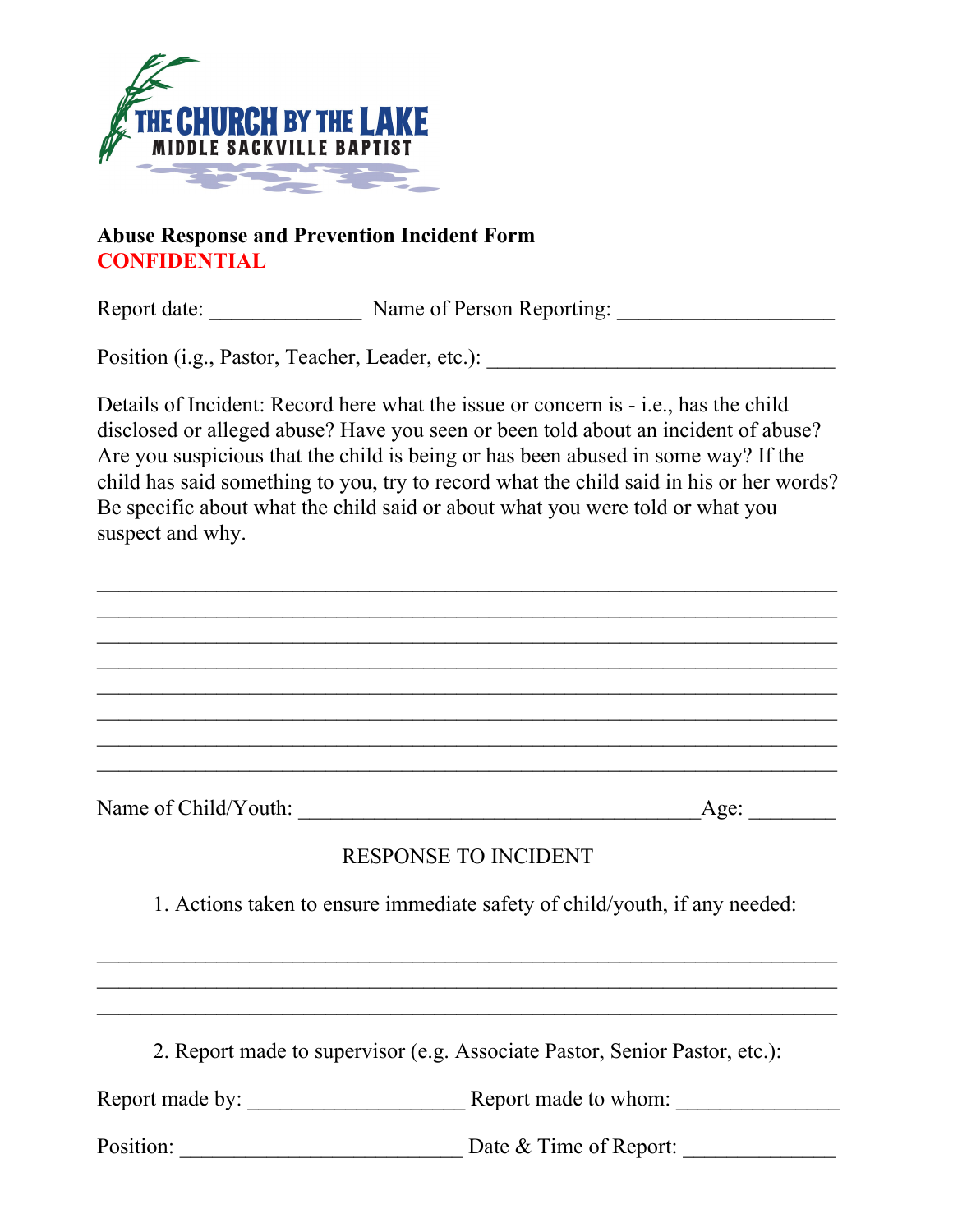THE CHURCH BY THE LAKE
MIDDLE SACKVILLE BAPTIST

**Abuse Response and Prevention Incident Form**
**CONFIDENTIAL**

Report date: ______________ Name of Person Reporting: ____________________

Position (i.g., Pastor, Teacher, Leader, etc.): ________________________________

Details of Incident: Record here what the issue or concern is - i.e., has the child disclosed or alleged abuse? Have you seen or been told about an incident of abuse? Are you suspicious that the child is being or has been abused in some way? If the child has said something to you, try to record what the child said in his or her words? Be specific about what the child said or about what you were told or what you suspect and why.

____________________________________________________________________
____________________________________________________________________
____________________________________________________________________
____________________________________________________________________
____________________________________________________________________
____________________________________________________________________
____________________________________________________________________
____________________________________________________________________

Name of Child/Youth: _____________________________________Age: ________

RESPONSE TO INCIDENT

1. Actions taken to ensure immediate safety of child/youth, if any needed:

____________________________________________________________________
____________________________________________________________________
____________________________________________________________________

2. Report made to supervisor (e.g. Associate Pastor, Senior Pastor, etc.):

Report made by: ____________________ Report made to whom: _______________

Position: __________________________ Date & Time of Report: ______________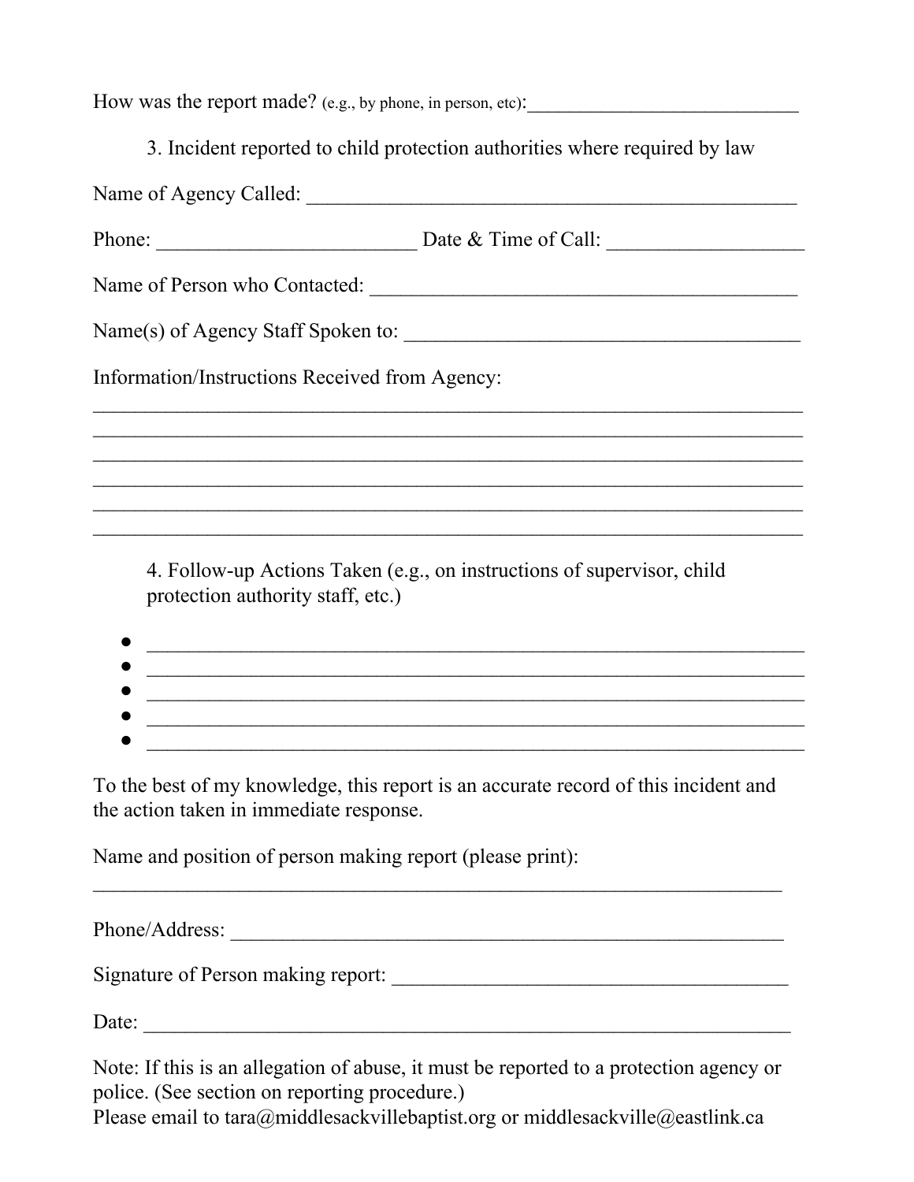How was the report made? (e.g., by phone, in person, etc):____________________________

3. Incident reported to child protection authorities where required by law

Name of Agency Called: ________________________________________________

Phone: _________________________ Date & Time of Call: ___________________

Name of Person who Contacted: __________________________________________

Name(s) of Agency Staff Spoken to: _______________________________________

Information/Instructions Received from Agency:

_____________________________________________________________________
_____________________________________________________________________
_____________________________________________________________________
_____________________________________________________________________
_____________________________________________________________________
_____________________________________________________________________

4. Follow-up Actions Taken (e.g., on instructions of supervisor, child protection authority staff, etc.)

- _______________________________________________________________
- _______________________________________________________________
- _______________________________________________________________
- _______________________________________________________________
- _______________________________________________________________

To the best of my knowledge, this report is an accurate record of this incident and the action taken in immediate response.

Name and position of person making report (please print):

____________________________________________________________________

Phone/Address: ______________________________________________________

Signature of Person making report: _______________________________________

Date: ______________________________________________________________

Note: If this is an allegation of abuse, it must be reported to a protection agency or police. (See section on reporting procedure.)
Please email to tara@middlesackvillebaptist.org or middlesackville@eastlink.ca